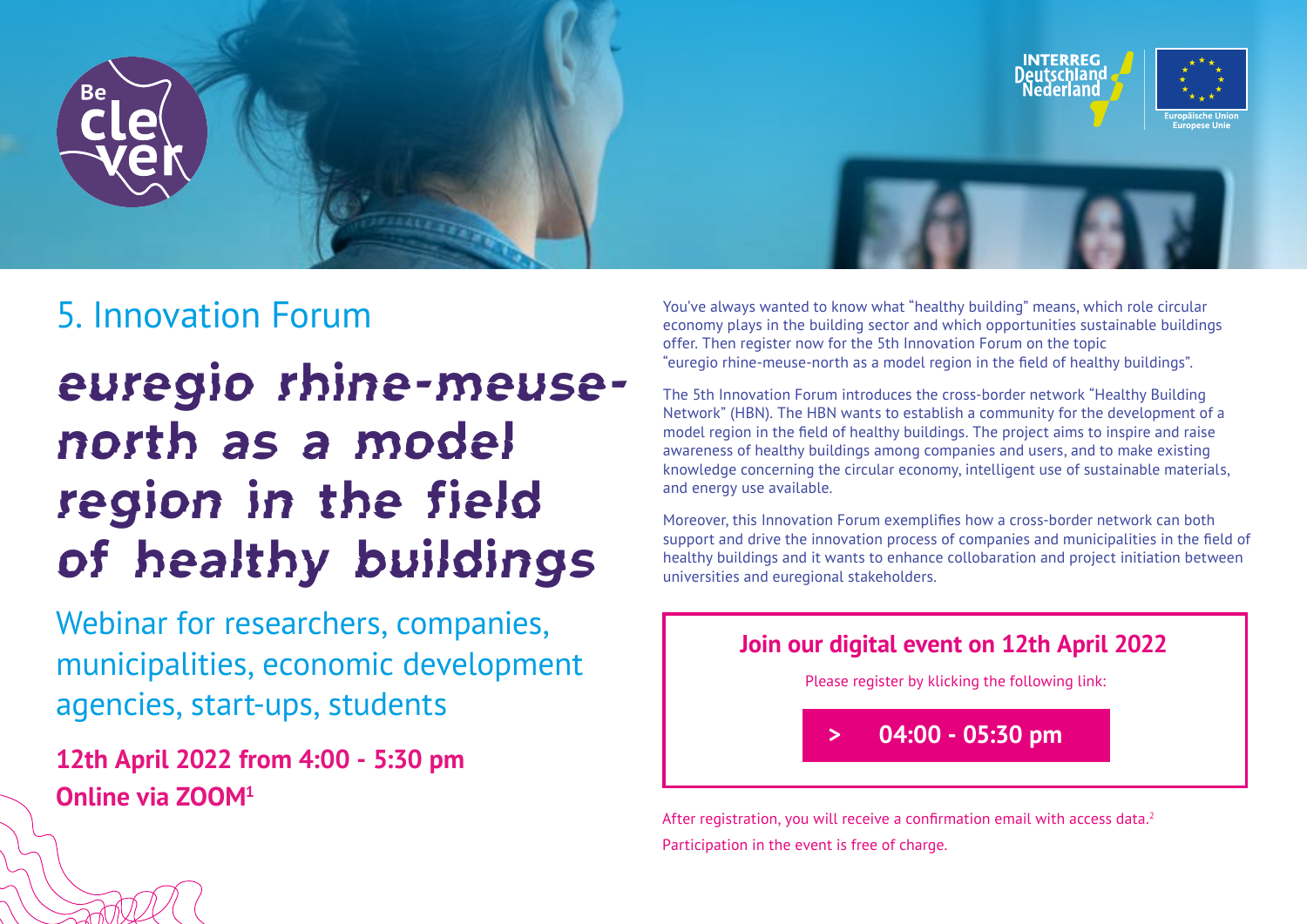Be clever

INTERREG Deutschland Nederland

Europäische Union
Europese Unie

## 5. Innovation Forum

# euregio rhine-meuse-north as a model region in the field of healthy buildings

Webinar for researchers, companies, municipalities, economic development agencies, start-ups, students

**12th April 2022 from 4:00 - 5:30 pm**
**Online via ZOOM[1]**

You've always wanted to know what "healthy building" means, which role circular economy plays in the building sector and which opportunities sustainable buildings offer. Then register now for the 5th Innovation Forum on the topic "euregio rhine-meuse-north as a model region in the field of healthy buildings".

The 5th Innovation Forum introduces the cross-border network "Healthy Building Network" (HBN). The HBN wants to establish a community for the development of a model region in the field of healthy buildings. The project aims to inspire and raise awareness of healthy buildings among companies and users, and to make existing knowledge concerning the circular economy, intelligent use of sustainable materials, and energy use available.

Moreover, this Innovation Forum exemplifies how a cross-border network can both support and drive the innovation process of companies and municipalities in the field of healthy buildings and it wants to enhance collobaration and project initiation between universities and euregional stakeholders.

**Join our digital event on 12th April 2022**

Please register by klicking the following link:

**> 04:00 - 05:30 pm**

After registration, you will receive a confirmation email with access data.[2]
Participation in the event is free of charge.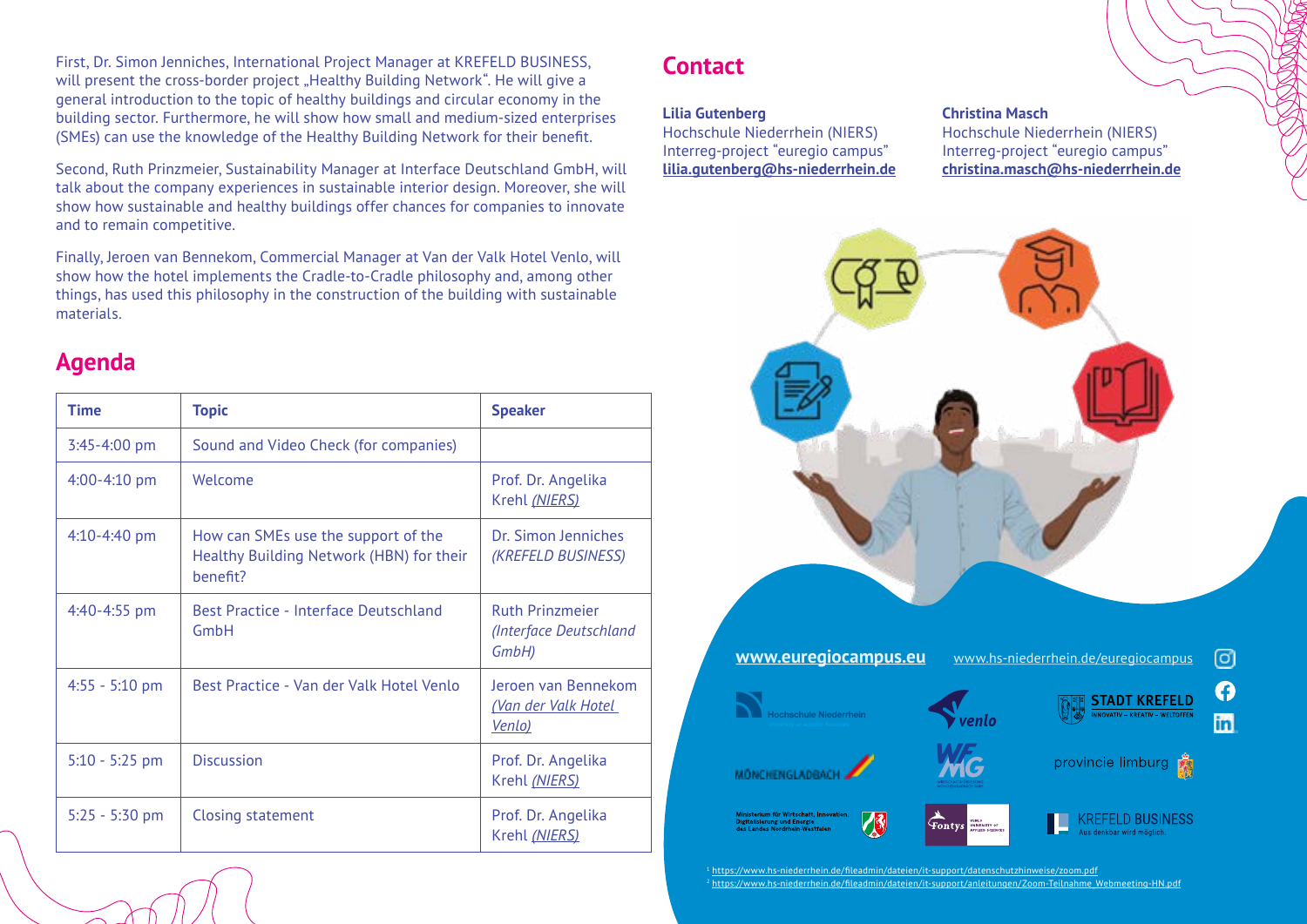First, Dr. Simon Jenniches, International Project Manager at KREFELD BUSINESS, will present the cross-border project „Healthy Building Network". He will give a general introduction to the topic of healthy buildings and circular economy in the building sector. Furthermore, he will show how small and medium-sized enterprises (SMEs) can use the knowledge of the Healthy Building Network for their benefit.

Second, Ruth Prinzmeier, Sustainability Manager at Interface Deutschland GmbH, will talk about the company experiences in sustainable interior design. Moreover, she will show how sustainable and healthy buildings offer chances for companies to innovate and to remain competitive.

Finally, Jeroen van Bennekom, Commercial Manager at Van der Valk Hotel Venlo, will show how the hotel implements the Cradle-to-Cradle philosophy and, among other things, has used this philosophy in the construction of the building with sustainable materials.

## Agenda

| Time | Topic | Speaker |
|---|---|---|
| 3:45-4:00 pm | Sound and Video Check (for companies) | |
| 4:00-4:10 pm | Welcome | Prof. Dr. Angelika Krehl *(NIERS)* |
| 4:10-4:40 pm | How can SMEs use the support of the Healthy Building Network (HBN) for their benefit? | Dr. Simon Jenniches *(KREFELD BUSINESS)* |
| 4:40-4:55 pm | Best Practice - Interface Deutschland GmbH | Ruth Prinzmeier *(Interface Deutschland GmbH)* |
| 4:55 - 5:10 pm | Best Practice - Van der Valk Hotel Venlo | Jeroen van Bennekom *(Van der Valk Hotel Venlo)* |
| 5:10 - 5:25 pm | Discussion | Prof. Dr. Angelika Krehl *(NIERS)* |
| 5:25 - 5:30 pm | Closing statement | Prof. Dr. Angelika Krehl *(NIERS)* |

## Contact

**Lilia Gutenberg**
Hochschule Niederrhein (NIERS)
Interreg-project "euregio campus"
**lilia.gutenberg@hs-niederrhein.de**

**Christina Masch**
Hochschule Niederrhein (NIERS)
Interreg-project "euregio campus"
**christina.masch@hs-niederrhein.de**

**www.euregiocampus.eu**

www.hs-niederrhein.de/euregiocampus

[1] https://www.hs-niederrhein.de/fileadmin/dateien/it-support/datenschutzhinweise/zoom.pdf
[2] https://www.hs-niederrhein.de/fileadmin/dateien/it-support/anleitungen/Zoom-Teilnahme_Webmeeting-HN.pdf